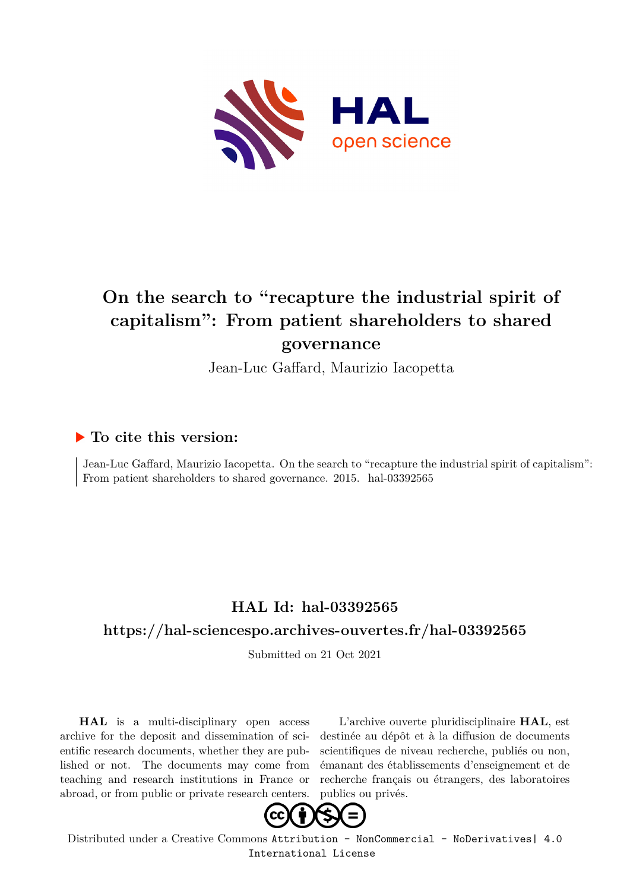# On the search to "recapture the industrial spirit of capitalism": From patient shareholders to shared governance

Jean-Luc Gaffard, Maurizio Iacopetta

## ▶ To cite this version:

Jean-Luc Gaffard, Maurizio Iacopetta. On the search to "recapture the industrial spirit of capitalism": From patient shareholders to shared governance. 2015. hal-03392565

## HAL Id: hal-03392565

## https://hal-sciencespo.archives-ouvertes.fr/hal-03392565

Submitted on 21 Oct 2021

**HAL** is a multi-disciplinary open access archive for the deposit and dissemination of scientific research documents, whether they are published or not. The documents may come from teaching and research institutions in France or abroad, or from public or private research centers.

L'archive ouverte pluridisciplinaire **HAL**, est destinée au dépôt et à la diffusion de documents scientifiques de niveau recherche, publiés ou non, émanant des établissements d'enseignement et de recherche français ou étrangers, des laboratoires publics ou privés.

Distributed under a Creative Commons Attribution - NonCommercial - NoDerivatives| 4.0 International License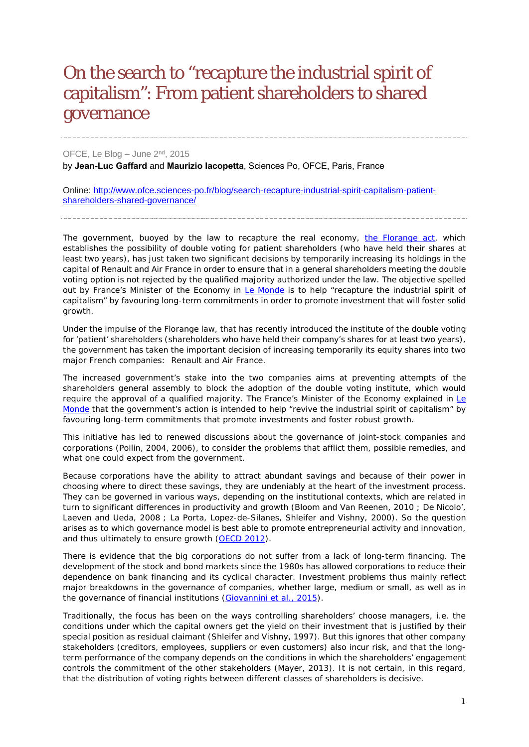# On the search to "recapture the industrial spirit of capitalism": From patient shareholders to shared governance

OFCE, Le Blog – June 2nd, 2015

by **Jean-Luc Gaffard** and **Maurizio Iacopetta**, Sciences Po, OFCE, Paris, France

Online: [http://www.ofce.sciences-po.fr/blog/search-recapture-industrial-spirit-capitalism-patient-shareholders-shared-governance/](http://www.ofce.sciences-po.fr/blog/search-recapture-industrial-spirit-capitalism-patient-shareholders-shared-governance/)

---

The government, buoyed by the law to recapture the real economy, [the Florange act](), which establishes the possibility of double voting for patient shareholders (who have held their shares at least two years), has just taken two significant decisions by temporarily increasing its holdings in the capital of Renault and Air France in order to ensure that in a general shareholders meeting the double voting option is not rejected by the qualified majority authorized under the law. The objective spelled out by France's Minister of the Economy in [Le Monde]() is to help "recapture the industrial spirit of capitalism" by favouring long-term commitments in order to promote investment that will foster solid growth.

Under the impulse of the Florange law, that has recently introduced the institute of the double voting for 'patient' shareholders (shareholders who have held their company's shares for at least two years), the government has taken the important decision of increasing temporarily its equity shares into two major French companies: Renault and Air France.

The increased government's stake into the two companies aims at preventing attempts of the shareholders general assembly to block the adoption of the double voting institute, which would require the approval of a qualified majority. The France's Minister of the Economy explained in [Le Monde]() that the government's action is intended to help "revive the industrial spirit of capitalism" by favouring long-term commitments that promote investments and foster robust growth.

This initiative has led to renewed discussions about the governance of joint-stock companies and corporations (Pollin, 2004, 2006), to consider the problems that afflict them, possible remedies, and what one could expect from the government.

Because corporations have the ability to attract abundant savings and because of their power in choosing where to direct these savings, they are undeniably at the heart of the investment process. They can be governed in various ways, depending on the institutional contexts, which are related in turn to significant differences in productivity and growth (Bloom and Van Reenen, 2010 ; De Nicolo', Laeven and Ueda, 2008 ; La Porta, Lopez-de-Silanes, Shleifer and Vishny, 2000). So the question arises as to which governance model is best able to promote entrepreneurial activity and innovation, and thus ultimately to ensure growth ([OECD 2012]()).

There is evidence that the big corporations do not suffer from a lack of long-term financing. The development of the stock and bond markets since the 1980s has allowed corporations to reduce their dependence on bank financing and its cyclical character. Investment problems thus mainly reflect major breakdowns in the governance of companies, whether large, medium or small, as well as in the governance of financial institutions ([Giovannini et al., 2015]()).

Traditionally, the focus has been on the ways controlling shareholders' choose managers, i.e. the conditions under which the capital owners get the yield on their investment that is justified by their special position as residual claimant (Shleifer and Vishny, 1997). But this ignores that other company stakeholders (creditors, employees, suppliers or even customers) also incur risk, and that the long-term performance of the company depends on the conditions in which the shareholders' engagement controls the commitment of the other stakeholders (Mayer, 2013). It is not certain, in this regard, that the distribution of voting rights between different classes of shareholders is decisive.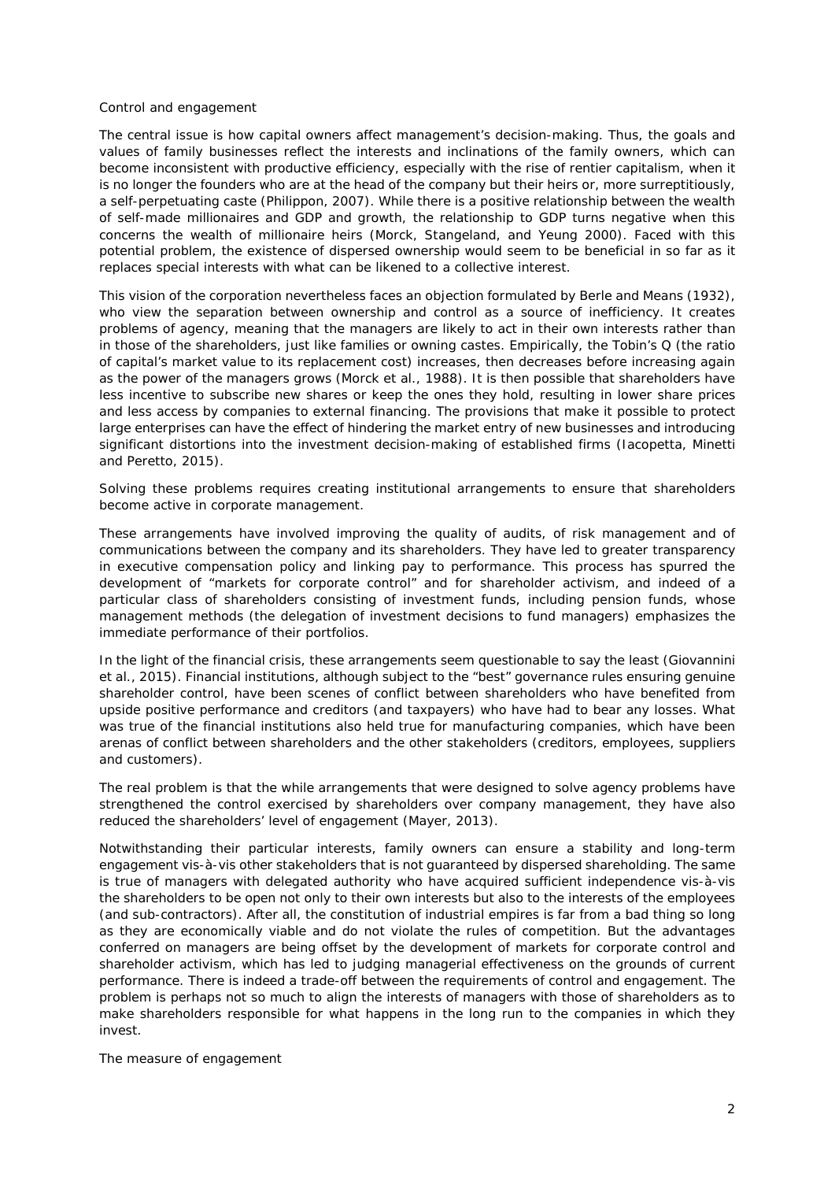## Control and engagement

The central issue is how capital owners affect management's decision-making. Thus, the goals and values of family businesses reflect the interests and inclinations of the family owners, which can become inconsistent with productive efficiency, especially with the rise of rentier capitalism, when it is no longer the founders who are at the head of the company but their heirs or, more surreptitiously, a self-perpetuating caste (Philippon, 2007). While there is a positive relationship between the wealth of self-made millionaires and GDP and growth, the relationship to GDP turns negative when this concerns the wealth of millionaire heirs (Morck, Stangeland, and Yeung 2000). Faced with this potential problem, the existence of dispersed ownership would seem to be beneficial in so far as it replaces special interests with what can be likened to a collective interest.

This vision of the corporation nevertheless faces an objection formulated by Berle and Means (1932), who view the separation between ownership and control as a source of inefficiency. It creates problems of agency, meaning that the managers are likely to act in their own interests rather than in those of the shareholders, just like families or owning castes. Empirically, the Tobin's Q (the ratio of capital's market value to its replacement cost) increases, then decreases before increasing again as the power of the managers grows (Morck et al., 1988). It is then possible that shareholders have less incentive to subscribe new shares or keep the ones they hold, resulting in lower share prices and less access by companies to external financing. The provisions that make it possible to protect large enterprises can have the effect of hindering the market entry of new businesses and introducing significant distortions into the investment decision-making of established firms (Iacopetta, Minetti and Peretto, 2015).

Solving these problems requires creating institutional arrangements to ensure that shareholders become active in corporate management.

These arrangements have involved improving the quality of audits, of risk management and of communications between the company and its shareholders. They have led to greater transparency in executive compensation policy and linking pay to performance. This process has spurred the development of "markets for corporate control" and for shareholder activism, and indeed of a particular class of shareholders consisting of investment funds, including pension funds, whose management methods (the delegation of investment decisions to fund managers) emphasizes the immediate performance of their portfolios.

In the light of the financial crisis, these arrangements seem questionable to say the least (Giovannini et al., 2015). Financial institutions, although subject to the "best" governance rules ensuring genuine shareholder control, have been scenes of conflict between shareholders who have benefited from upside positive performance and creditors (and taxpayers) who have had to bear any losses. What was true of the financial institutions also held true for manufacturing companies, which have been arenas of conflict between shareholders and the other stakeholders (creditors, employees, suppliers and customers).

The real problem is that the while arrangements that were designed to solve agency problems have strengthened the control exercised by shareholders over company management, they have also reduced the shareholders' level of engagement (Mayer, 2013).

Notwithstanding their particular interests, family owners can ensure a stability and long-term engagement vis-à-vis other stakeholders that is not guaranteed by dispersed shareholding. The same is true of managers with delegated authority who have acquired sufficient independence vis-à-vis the shareholders to be open not only to their own interests but also to the interests of the employees (and sub-contractors). After all, the constitution of industrial empires is far from a bad thing so long as they are economically viable and do not violate the rules of competition. But the advantages conferred on managers are being offset by the development of markets for corporate control and shareholder activism, which has led to judging managerial effectiveness on the grounds of current performance. There is indeed a trade-off between the requirements of control and engagement. The problem is perhaps not so much to align the interests of managers with those of shareholders as to make shareholders responsible for what happens in the long run to the companies in which they invest.

## The measure of engagement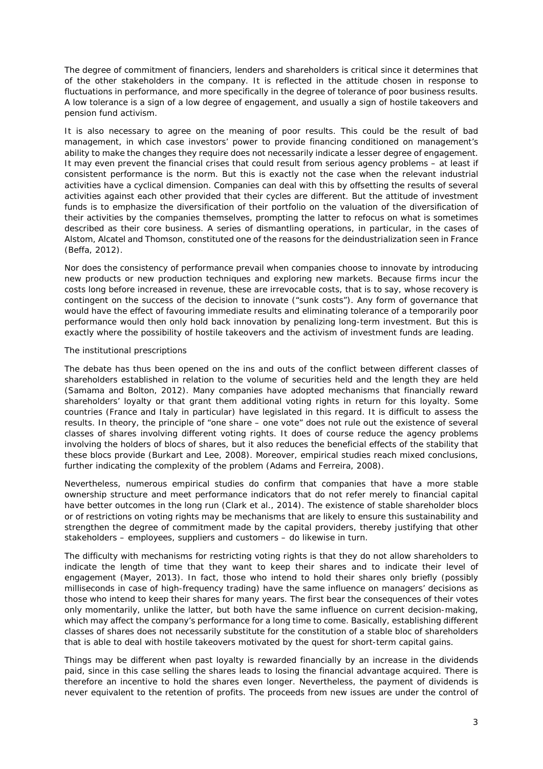The degree of commitment of financiers, lenders and shareholders is critical since it determines that of the other stakeholders in the company. It is reflected in the attitude chosen in response to fluctuations in performance, and more specifically in the degree of tolerance of poor business results. A low tolerance is a sign of a low degree of engagement, and usually a sign of hostile takeovers and pension fund activism.

It is also necessary to agree on the meaning of poor results. This could be the result of bad management, in which case investors' power to provide financing conditioned on management's ability to make the changes they require does not necessarily indicate a lesser degree of engagement. It may even prevent the financial crises that could result from serious agency problems – at least if consistent performance is the norm. But this is exactly not the case when the relevant industrial activities have a cyclical dimension. Companies can deal with this by offsetting the results of several activities against each other provided that their cycles are different. But the attitude of investment funds is to emphasize the diversification of their portfolio on the valuation of the diversification of their activities by the companies themselves, prompting the latter to refocus on what is sometimes described as their core business. A series of dismantling operations, in particular, in the cases of Alstom, Alcatel and Thomson, constituted one of the reasons for the deindustrialization seen in France (Beffa, 2012).

Nor does the consistency of performance prevail when companies choose to innovate by introducing new products or new production techniques and exploring new markets. Because firms incur the costs long before increased in revenue, these are irrevocable costs, that is to say, whose recovery is contingent on the success of the decision to innovate ("sunk costs"). Any form of governance that would have the effect of favouring immediate results and eliminating tolerance of a temporarily poor performance would then only hold back innovation by penalizing long-term investment. But this is exactly where the possibility of hostile takeovers and the activism of investment funds are leading.

*The institutional prescriptions*

The debate has thus been opened on the ins and outs of the conflict between different classes of shareholders established in relation to the volume of securities held and the length they are held (Samama and Bolton, 2012). Many companies have adopted mechanisms that financially reward shareholders' loyalty or that grant them additional voting rights in return for this loyalty. Some countries (France and Italy in particular) have legislated in this regard. It is difficult to assess the results. In theory, the principle of "one share – one vote" does not rule out the existence of several classes of shares involving different voting rights. It does of course reduce the agency problems involving the holders of blocs of shares, but it also reduces the beneficial effects of the stability that these blocs provide (Burkart and Lee, 2008). Moreover, empirical studies reach mixed conclusions, further indicating the complexity of the problem (Adams and Ferreira, 2008).

Nevertheless, numerous empirical studies do confirm that companies that have a more stable ownership structure and meet performance indicators that do not refer merely to financial capital have better outcomes in the long run (Clark et al., 2014). The existence of stable shareholder blocs or of restrictions on voting rights may be mechanisms that are likely to ensure this sustainability and strengthen the degree of commitment made by the capital providers, thereby justifying that other stakeholders – employees, suppliers and customers – do likewise in turn.

The difficulty with mechanisms for restricting voting rights is that they do not allow shareholders to indicate the length of time that they want to keep their shares and to indicate their level of engagement (Mayer, 2013). In fact, those who intend to hold their shares only briefly (possibly milliseconds in case of high-frequency trading) have the same influence on managers' decisions as those who intend to keep their shares for many years. The first bear the consequences of their votes only momentarily, unlike the latter, but both have the same influence on current decision-making, which may affect the company's performance for a long time to come. Basically, establishing different classes of shares does not necessarily substitute for the constitution of a stable bloc of shareholders that is able to deal with hostile takeovers motivated by the quest for short-term capital gains.

Things may be different when past loyalty is rewarded financially by an increase in the dividends paid, since in this case selling the shares leads to losing the financial advantage acquired. There is therefore an incentive to hold the shares even longer. Nevertheless, the payment of dividends is never equivalent to the retention of profits. The proceeds from new issues are under the control of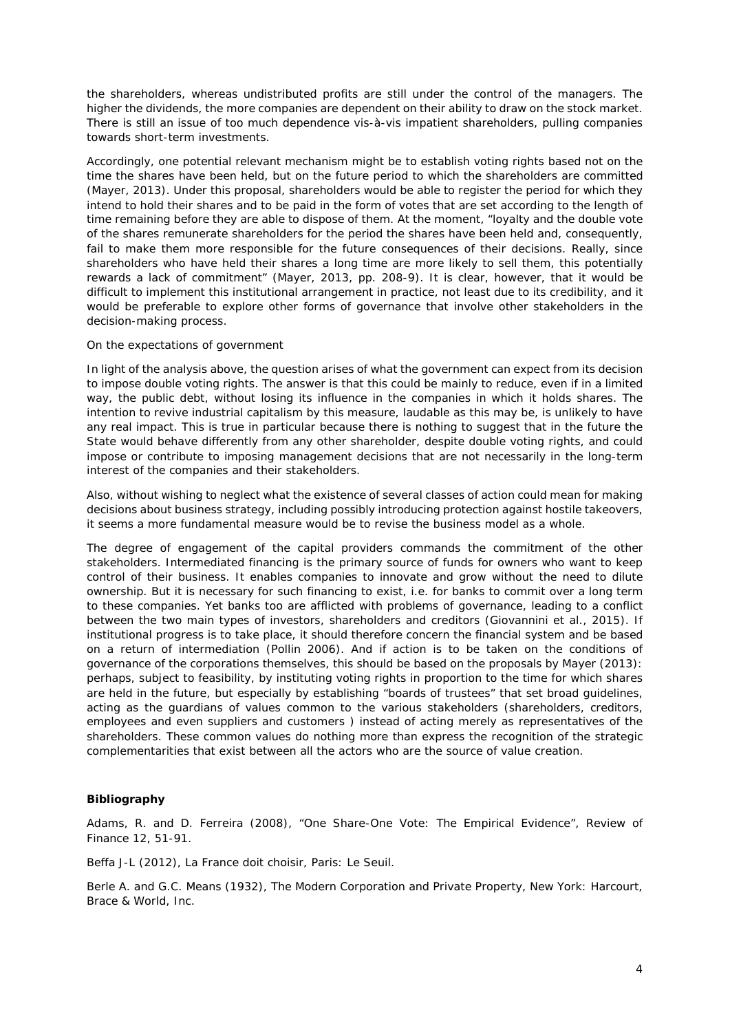the shareholders, whereas undistributed profits are still under the control of the managers. The higher the dividends, the more companies are dependent on their ability to draw on the stock market. There is still an issue of too much dependence vis-à-vis impatient shareholders, pulling companies towards short-term investments.

Accordingly, one potential relevant mechanism might be to establish voting rights based not on the time the shares have been held, but on the future period to which the shareholders are committed (Mayer, 2013). Under this proposal, shareholders would be able to register the period for which they intend to hold their shares and to be paid in the form of votes that are set according to the length of time remaining before they are able to dispose of them. At the moment, "loyalty and the double vote of the shares remunerate shareholders for the period the shares have been held and, consequently, fail to make them more responsible for the future consequences of their decisions. Really, since shareholders who have held their shares a long time are more likely to sell them, this potentially rewards a lack of commitment" (Mayer, 2013, pp. 208-9). It is clear, however, that it would be difficult to implement this institutional arrangement in practice, not least due to its credibility, and it would be preferable to explore other forms of governance that involve other stakeholders in the decision-making process.

On the expectations of government

In light of the analysis above, the question arises of what the government can expect from its decision to impose double voting rights. The answer is that this could be mainly to reduce, even if in a limited way, the public debt, without losing its influence in the companies in which it holds shares. The intention to revive industrial capitalism by this measure, laudable as this may be, is unlikely to have any real impact. This is true in particular because there is nothing to suggest that in the future the State would behave differently from any other shareholder, despite double voting rights, and could impose or contribute to imposing management decisions that are not necessarily in the long-term interest of the companies and their stakeholders.

Also, without wishing to neglect what the existence of several classes of action could mean for making decisions about business strategy, including possibly introducing protection against hostile takeovers, it seems a more fundamental measure would be to revise the business model as a whole.

The degree of engagement of the capital providers commands the commitment of the other stakeholders. Intermediated financing is the primary source of funds for owners who want to keep control of their business. It enables companies to innovate and grow without the need to dilute ownership. But it is necessary for such financing to exist, i.e. for banks to commit over a long term to these companies. Yet banks too are afflicted with problems of governance, leading to a conflict between the two main types of investors, shareholders and creditors (Giovannini et al., 2015). If institutional progress is to take place, it should therefore concern the financial system and be based on a return of intermediation (Pollin 2006). And if action is to be taken on the conditions of governance of the corporations themselves, this should be based on the proposals by Mayer (2013): perhaps, subject to feasibility, by instituting voting rights in proportion to the time for which shares are held in the future, but especially by establishing "boards of trustees" that set broad guidelines, acting as the guardians of values common to the various stakeholders (shareholders, creditors, employees and even suppliers and customers ) instead of acting merely as representatives of the shareholders. These common values do nothing more than express the recognition of the strategic complementarities that exist between all the actors who are the source of value creation.

**Bibliography**

Adams, R. and D. Ferreira (2008), "One Share-One Vote: The Empirical Evidence", Review of Finance 12, 51-91.

Beffa J-L (2012), La France doit choisir, Paris: Le Seuil.

Berle A. and G.C. Means (1932), The Modern Corporation and Private Property, New York: Harcourt, Brace & World, Inc.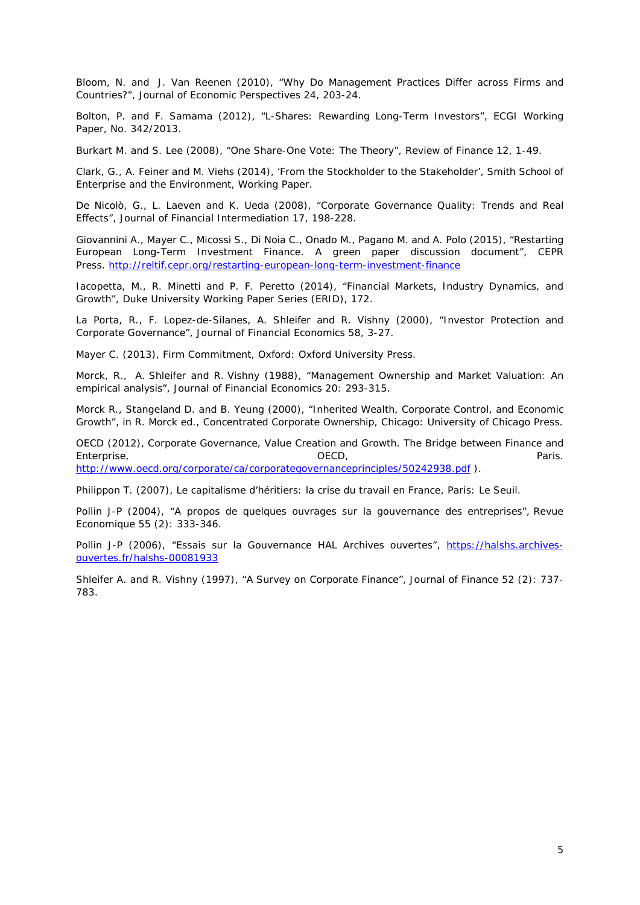Bloom, N. and J. Van Reenen (2010), "Why Do Management Practices Differ across Firms and Countries?", Journal of Economic Perspectives 24, 203-24.

Bolton, P. and F. Samama (2012), "L-Shares: Rewarding Long-Term Investors", ECGI Working Paper, No. 342/2013.

Burkart M. and S. Lee (2008), "One Share-One Vote: The Theory", Review of Finance 12, 1-49.

Clark, G., A. Feiner and M. Viehs (2014), 'From the Stockholder to the Stakeholder', Smith School of Enterprise and the Environment, Working Paper.

De Nicolò, G., L. Laeven and K. Ueda (2008), "Corporate Governance Quality: Trends and Real Effects", Journal of Financial Intermediation 17, 198-228.

Giovannini A., Mayer C., Micossi S., Di Noia C., Onado M., Pagano M. and A. Polo (2015), "Restarting European Long-Term Investment Finance. A green paper discussion document", CEPR Press. http://reltif.cepr.org/restarting-european-long-term-investment-finance

Iacopetta, M., R. Minetti and P. F. Peretto (2014), "Financial Markets, Industry Dynamics, and Growth", Duke University Working Paper Series (ERID), 172.

La Porta, R., F. Lopez-de-Silanes, A. Shleifer and R. Vishny (2000), "Investor Protection and Corporate Governance", Journal of Financial Economics 58, 3-27.

Mayer C. (2013), Firm Commitment, Oxford: Oxford University Press.

Morck, R., A. Shleifer and R. Vishny (1988), "Management Ownership and Market Valuation: An empirical analysis", Journal of Financial Economics 20: 293-315.

Morck R., Stangeland D. and B. Yeung (2000), "Inherited Wealth, Corporate Control, and Economic Growth", in R. Morck ed., Concentrated Corporate Ownership, Chicago: University of Chicago Press.

OECD (2012), Corporate Governance, Value Creation and Growth. The Bridge between Finance and Enterprise, OECD, Paris. http://www.oecd.org/corporate/ca/corporategovernanceprinciples/50242938.pdf ).

Philippon T. (2007), Le capitalisme d'héritiers: la crise du travail en France, Paris: Le Seuil.

Pollin J-P (2004), "A propos de quelques ouvrages sur la gouvernance des entreprises", Revue Economique 55 (2): 333-346.

Pollin J-P (2006), "Essais sur la Gouvernance HAL Archives ouvertes", https://halshs.archives-ouvertes.fr/halshs-00081933

Shleifer A. and R. Vishny (1997), "A Survey on Corporate Finance", Journal of Finance 52 (2): 737-783.